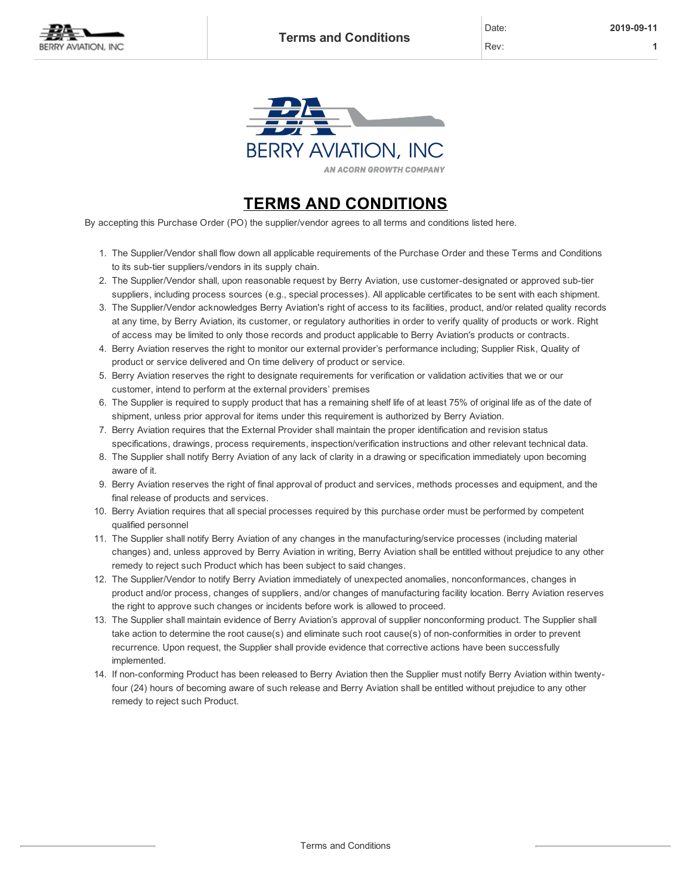BERRY AVIATION, INC

AN ACORN GROWTH COMPANY

# TERMS AND CONDITIONS

By accepting this Purchase Order (PO) the supplier/vendor agrees to all terms and conditions listed here.

1. The Supplier/Vendor shall flow down all applicable requirements of the Purchase Order and these Terms and Conditions to its sub-tier suppliers/vendors in its supply chain.
2. The Supplier/Vendor shall, upon reasonable request by Berry Aviation, use customer-designated or approved sub-tier suppliers, including process sources (e.g., special processes). All applicable certificates to be sent with each shipment.
3. The Supplier/Vendor acknowledges Berry Aviation's right of access to its facilities, product, and/or related quality records at any time, by Berry Aviation, its customer, or regulatory authorities in order to verify quality of products or work. Right of access may be limited to only those records and product applicable to Berry Aviation's products or contracts.
4. Berry Aviation reserves the right to monitor our external provider's performance including; Supplier Risk, Quality of product or service delivered and On time delivery of product or service.
5. Berry Aviation reserves the right to designate requirements for verification or validation activities that we or our customer, intend to perform at the external providers' premises
6. The Supplier is required to supply product that has a remaining shelf life of at least 75% of original life as of the date of shipment, unless prior approval for items under this requirement is authorized by Berry Aviation.
7. Berry Aviation requires that the External Provider shall maintain the proper identification and revision status specifications, drawings, process requirements, inspection/verification instructions and other relevant technical data.
8. The Supplier shall notify Berry Aviation of any lack of clarity in a drawing or specification immediately upon becoming aware of it.
9. Berry Aviation reserves the right of final approval of product and services, methods processes and equipment, and the final release of products and services.
10. Berry Aviation requires that all special processes required by this purchase order must be performed by competent qualified personnel
11. The Supplier shall notify Berry Aviation of any changes in the manufacturing/service processes (including material changes) and, unless approved by Berry Aviation in writing, Berry Aviation shall be entitled without prejudice to any other remedy to reject such Product which has been subject to said changes.
12. The Supplier/Vendor to notify Berry Aviation immediately of unexpected anomalies, nonconformances, changes in product and/or process, changes of suppliers, and/or changes of manufacturing facility location. Berry Aviation reserves the right to approve such changes or incidents before work is allowed to proceed.
13. The Supplier shall maintain evidence of Berry Aviation's approval of supplier nonconforming product. The Supplier shall take action to determine the root cause(s) and eliminate such root cause(s) of non-conformities in order to prevent recurrence. Upon request, the Supplier shall provide evidence that corrective actions have been successfully implemented.
14. If non-conforming Product has been released to Berry Aviation then the Supplier must notify Berry Aviation within twenty-four (24) hours of becoming aware of such release and Berry Aviation shall be entitled without prejudice to any other remedy to reject such Product.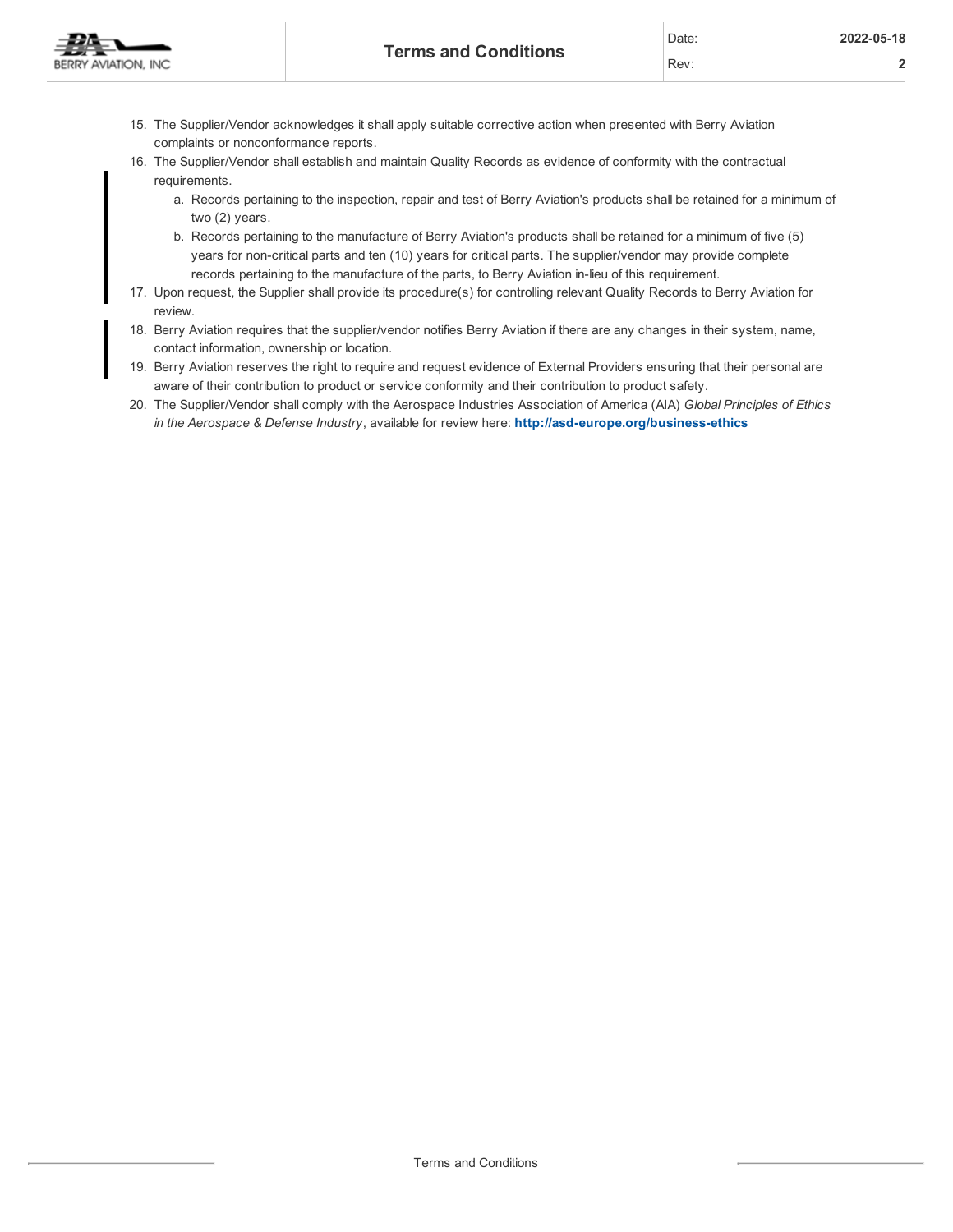15. The Supplier/Vendor acknowledges it shall apply suitable corrective action when presented with Berry Aviation complaints or nonconformance reports.
16. The Supplier/Vendor shall establish and maintain Quality Records as evidence of conformity with the contractual requirements.
    a. Records pertaining to the inspection, repair and test of Berry Aviation's products shall be retained for a minimum of two (2) years.
    b. Records pertaining to the manufacture of Berry Aviation's products shall be retained for a minimum of five (5) years for non-critical parts and ten (10) years for critical parts. The supplier/vendor may provide complete records pertaining to the manufacture of the parts, to Berry Aviation in-lieu of this requirement.
17. Upon request, the Supplier shall provide its procedure(s) for controlling relevant Quality Records to Berry Aviation for review.
18. Berry Aviation requires that the supplier/vendor notifies Berry Aviation if there are any changes in their system, name, contact information, ownership or location.
19. Berry Aviation reserves the right to require and request evidence of External Providers ensuring that their personal are aware of their contribution to product or service conformity and their contribution to product safety.
20. The Supplier/Vendor shall comply with the Aerospace Industries Association of America (AIA) *Global Principles of Ethics in the Aerospace & Defense Industry*, available for review here: **http://asd-europe.org/business-ethics**